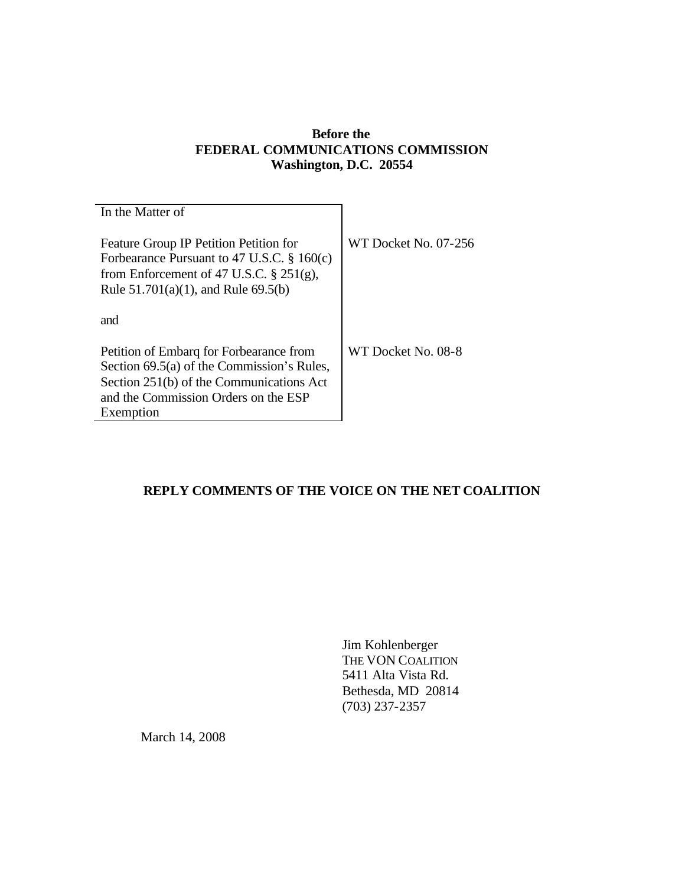**Before the**
**FEDERAL COMMUNICATIONS COMMISSION**
**Washington, D.C. 20554**

| In the Matter of | |
|---|---|
| Feature Group IP Petition Petition for Forbearance Pursuant to 47 U.S.C. § 160(c) from Enforcement of 47 U.S.C. § 251(g), Rule 51.701(a)(1), and Rule 69.5(b) | WT Docket No. 07-256 |
| and | |
| Petition of Embarq for Forbearance from Section 69.5(a) of the Commission's Rules, Section 251(b) of the Communications Act and the Commission Orders on the ESP Exemption | WT Docket No. 08-8 |

**REPLY COMMENTS OF THE VOICE ON THE NET COALITION**

Jim Kohlenberger
THE VON COALITION
5411 Alta Vista Rd.
Bethesda, MD 20814
(703) 237-2357

March 14, 2008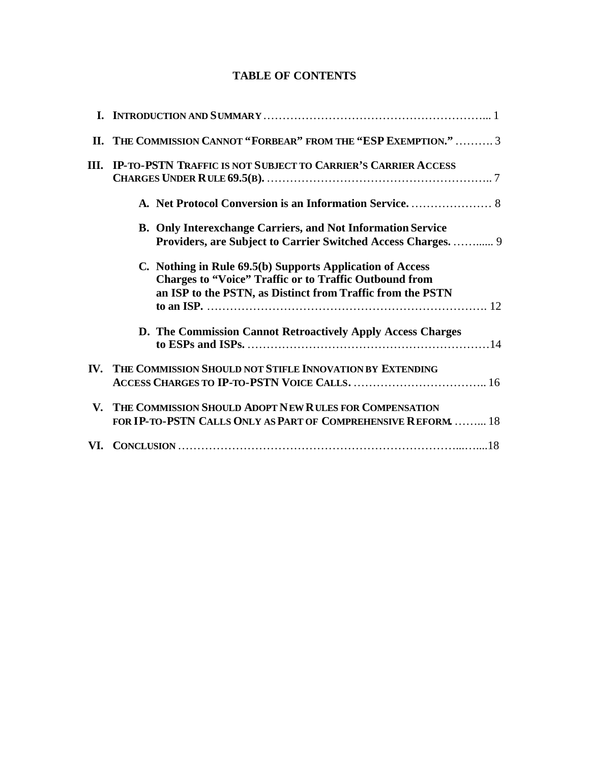# TABLE OF CONTENTS

I. INTRODUCTION AND SUMMARY ........................................................ 1

II. THE COMMISSION CANNOT "FORBEAR" FROM THE "ESP EXEMPTION." .......... 3

III. IP-TO-PSTN TRAFFIC IS NOT SUBJECT TO CARRIER'S CARRIER ACCESS CHARGES UNDER RULE 69.5(B). ........................................................ 7

- A. Net Protocol Conversion is an Information Service. ..................... 8
- B. Only Interexchange Carriers, and Not Information Service Providers, are Subject to Carrier Switched Access Charges. .............. 9
- C. Nothing in Rule 69.5(b) Supports Application of Access Charges to "Voice" Traffic or to Traffic Outbound from an ISP to the PSTN, as Distinct from Traffic from the PSTN to an ISP. ................................................................ 12
- D. The Commission Cannot Retroactively Apply Access Charges to ESPs and ISPs. ..........................................................14

IV. THE COMMISSION SHOULD NOT STIFLE INNOVATION BY EXTENDING ACCESS CHARGES TO IP-TO-PSTN VOICE CALLS. .................................. 16

V. THE COMMISSION SHOULD ADOPT NEW RULES FOR COMPENSATION FOR IP-TO-PSTN CALLS ONLY AS PART OF COMPREHENSIVE REFORM. ......... 18

VI. CONCLUSION ........................................................................18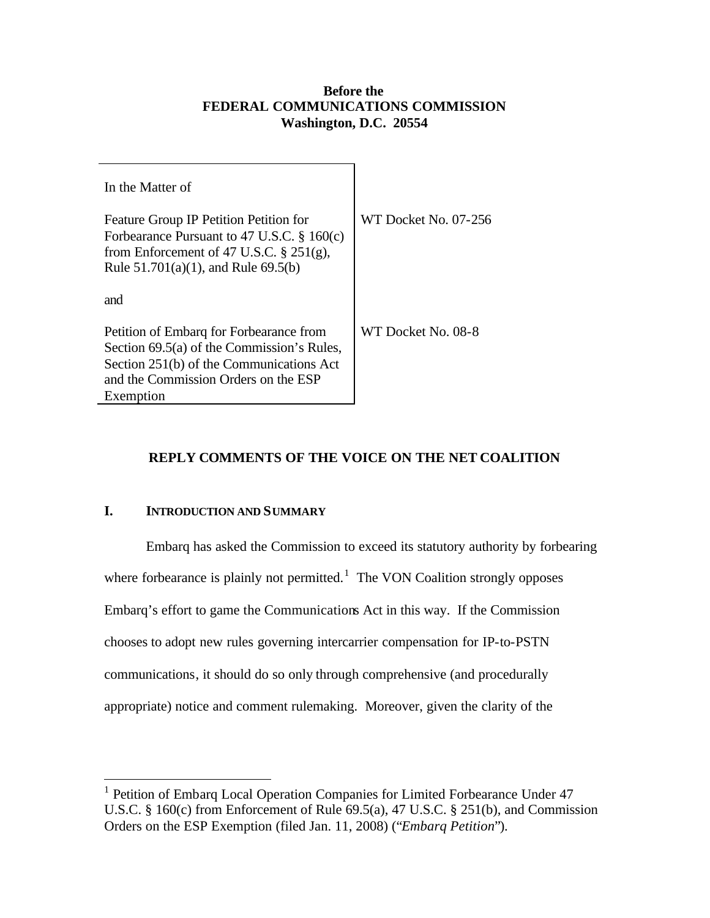**Before the**
**FEDERAL COMMUNICATIONS COMMISSION**
**Washington, D.C. 20554**

| | |
|---|---|
| In the Matter of<br><br>Feature Group IP Petition Petition for Forbearance Pursuant to 47 U.S.C. § 160(c) from Enforcement of 47 U.S.C. § 251(g), Rule 51.701(a)(1), and Rule 69.5(b)<br><br>and<br><br>Petition of Embarq for Forbearance from Section 69.5(a) of the Commission's Rules, Section 251(b) of the Communications Act and the Commission Orders on the ESP Exemption | WT Docket No. 07-256<br><br><br><br><br><br>WT Docket No. 08-8 |

## REPLY COMMENTS OF THE VOICE ON THE NET COALITION

### I. INTRODUCTION AND SUMMARY

Embarq has asked the Commission to exceed its statutory authority by forbearing where forbearance is plainly not permitted.[1] The VON Coalition strongly opposes Embarq's effort to game the Communications Act in this way. If the Commission chooses to adopt new rules governing intercarrier compensation for IP-to-PSTN communications, it should do so only through comprehensive (and procedurally appropriate) notice and comment rulemaking. Moreover, given the clarity of the

[1] Petition of Embarq Local Operation Companies for Limited Forbearance Under 47 U.S.C. § 160(c) from Enforcement of Rule 69.5(a), 47 U.S.C. § 251(b), and Commission Orders on the ESP Exemption (filed Jan. 11, 2008) ("*Embarq Petition*").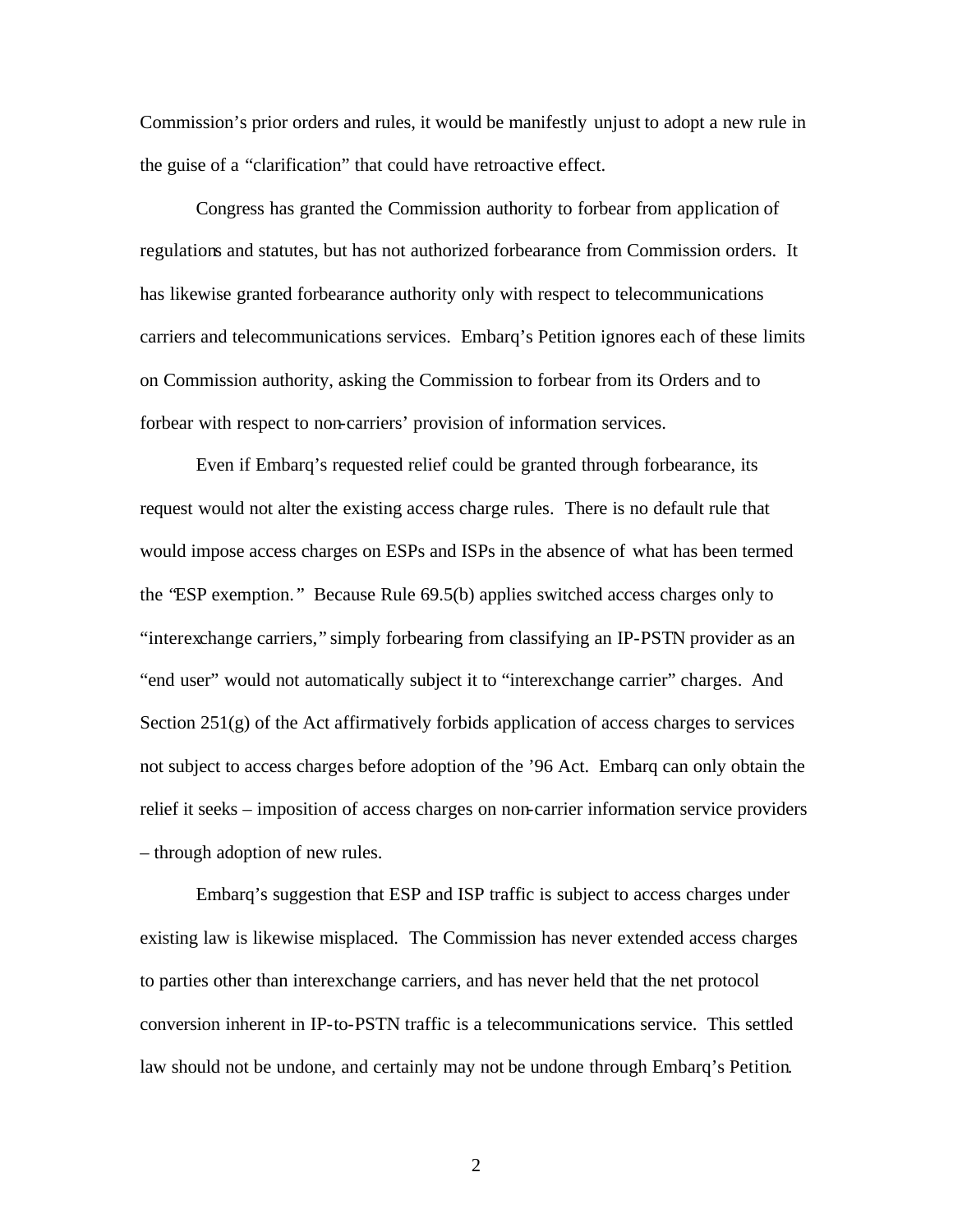Commission's prior orders and rules, it would be manifestly unjust to adopt a new rule in the guise of a "clarification" that could have retroactive effect.

Congress has granted the Commission authority to forbear from application of regulations and statutes, but has not authorized forbearance from Commission orders. It has likewise granted forbearance authority only with respect to telecommunications carriers and telecommunications services. Embarq's Petition ignores each of these limits on Commission authority, asking the Commission to forbear from its Orders and to forbear with respect to non-carriers' provision of information services.

Even if Embarq's requested relief could be granted through forbearance, its request would not alter the existing access charge rules. There is no default rule that would impose access charges on ESPs and ISPs in the absence of what has been termed the "ESP exemption." Because Rule 69.5(b) applies switched access charges only to "interexchange carriers," simply forbearing from classifying an IP-PSTN provider as an "end user" would not automatically subject it to "interexchange carrier" charges. And Section 251(g) of the Act affirmatively forbids application of access charges to services not subject to access charges before adoption of the '96 Act. Embarq can only obtain the relief it seeks – imposition of access charges on non-carrier information service providers – through adoption of new rules.

Embarq's suggestion that ESP and ISP traffic is subject to access charges under existing law is likewise misplaced. The Commission has never extended access charges to parties other than interexchange carriers, and has never held that the net protocol conversion inherent in IP-to-PSTN traffic is a telecommunications service. This settled law should not be undone, and certainly may not be undone through Embarq's Petition.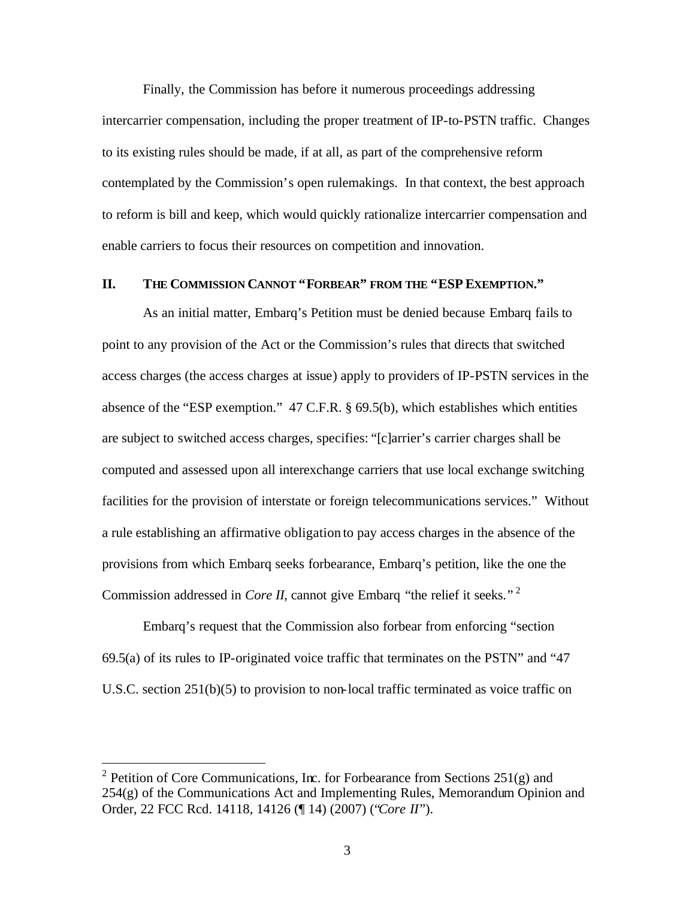Finally, the Commission has before it numerous proceedings addressing intercarrier compensation, including the proper treatment of IP-to-PSTN traffic. Changes to its existing rules should be made, if at all, as part of the comprehensive reform contemplated by the Commission's open rulemakings. In that context, the best approach to reform is bill and keep, which would quickly rationalize intercarrier compensation and enable carriers to focus their resources on competition and innovation.

## II. THE COMMISSION CANNOT "FORBEAR" FROM THE "ESP EXEMPTION."

As an initial matter, Embarq's Petition must be denied because Embarq fails to point to any provision of the Act or the Commission's rules that directs that switched access charges (the access charges at issue) apply to providers of IP-PSTN services in the absence of the "ESP exemption." 47 C.F.R. § 69.5(b), which establishes which entities are subject to switched access charges, specifies: "[c]arrier's carrier charges shall be computed and assessed upon all interexchange carriers that use local exchange switching facilities for the provision of interstate or foreign telecommunications services." Without a rule establishing an affirmative obligation to pay access charges in the absence of the provisions from which Embarq seeks forbearance, Embarq's petition, like the one the Commission addressed in *Core II*, cannot give Embarq "the relief it seeks." [2]

Embarq's request that the Commission also forbear from enforcing "section 69.5(a) of its rules to IP-originated voice traffic that terminates on the PSTN" and "47 U.S.C. section 251(b)(5) to provision to non-local traffic terminated as voice traffic on

---

[2] Petition of Core Communications, Inc. for Forbearance from Sections 251(g) and 254(g) of the Communications Act and Implementing Rules, Memorandum Opinion and Order, 22 FCC Rcd. 14118, 14126 (¶ 14) (2007) ("*Core II*").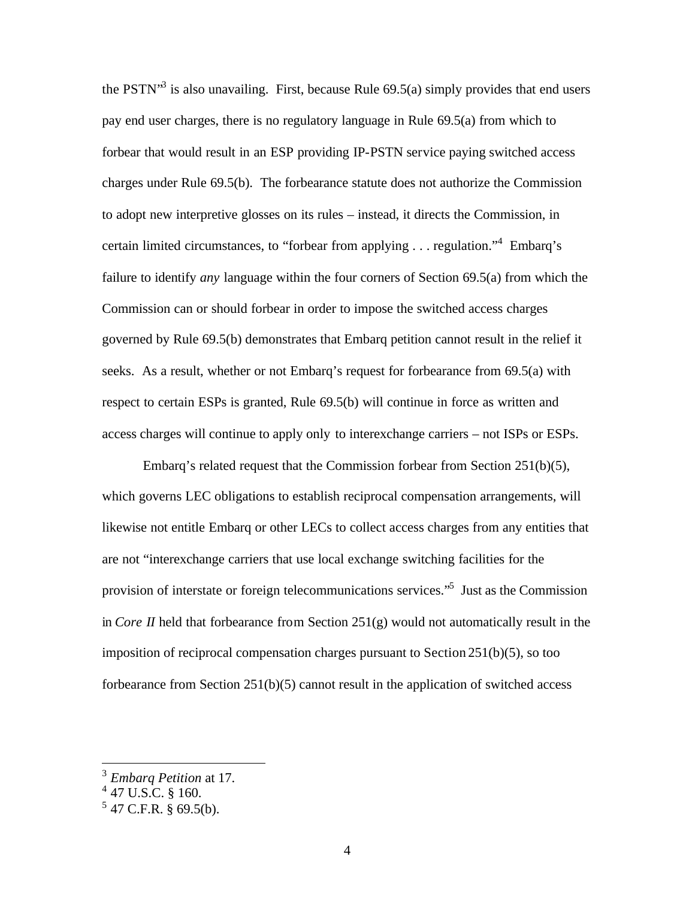the PSTN"[3] is also unavailing. First, because Rule 69.5(a) simply provides that end users pay end user charges, there is no regulatory language in Rule 69.5(a) from which to forbear that would result in an ESP providing IP-PSTN service paying switched access charges under Rule 69.5(b). The forbearance statute does not authorize the Commission to adopt new interpretive glosses on its rules – instead, it directs the Commission, in certain limited circumstances, to "forbear from applying . . . regulation."[4] Embarq's failure to identify *any* language within the four corners of Section 69.5(a) from which the Commission can or should forbear in order to impose the switched access charges governed by Rule 69.5(b) demonstrates that Embarq petition cannot result in the relief it seeks. As a result, whether or not Embarq's request for forbearance from 69.5(a) with respect to certain ESPs is granted, Rule 69.5(b) will continue in force as written and access charges will continue to apply only to interexchange carriers – not ISPs or ESPs.

Embarq's related request that the Commission forbear from Section 251(b)(5), which governs LEC obligations to establish reciprocal compensation arrangements, will likewise not entitle Embarq or other LECs to collect access charges from any entities that are not "interexchange carriers that use local exchange switching facilities for the provision of interstate or foreign telecommunications services."[5] Just as the Commission in *Core II* held that forbearance from Section 251(g) would not automatically result in the imposition of reciprocal compensation charges pursuant to Section 251(b)(5), so too forbearance from Section 251(b)(5) cannot result in the application of switched access

---

[3] *Embarq Petition* at 17.

[4] 47 U.S.C. § 160.

[5] 47 C.F.R. § 69.5(b).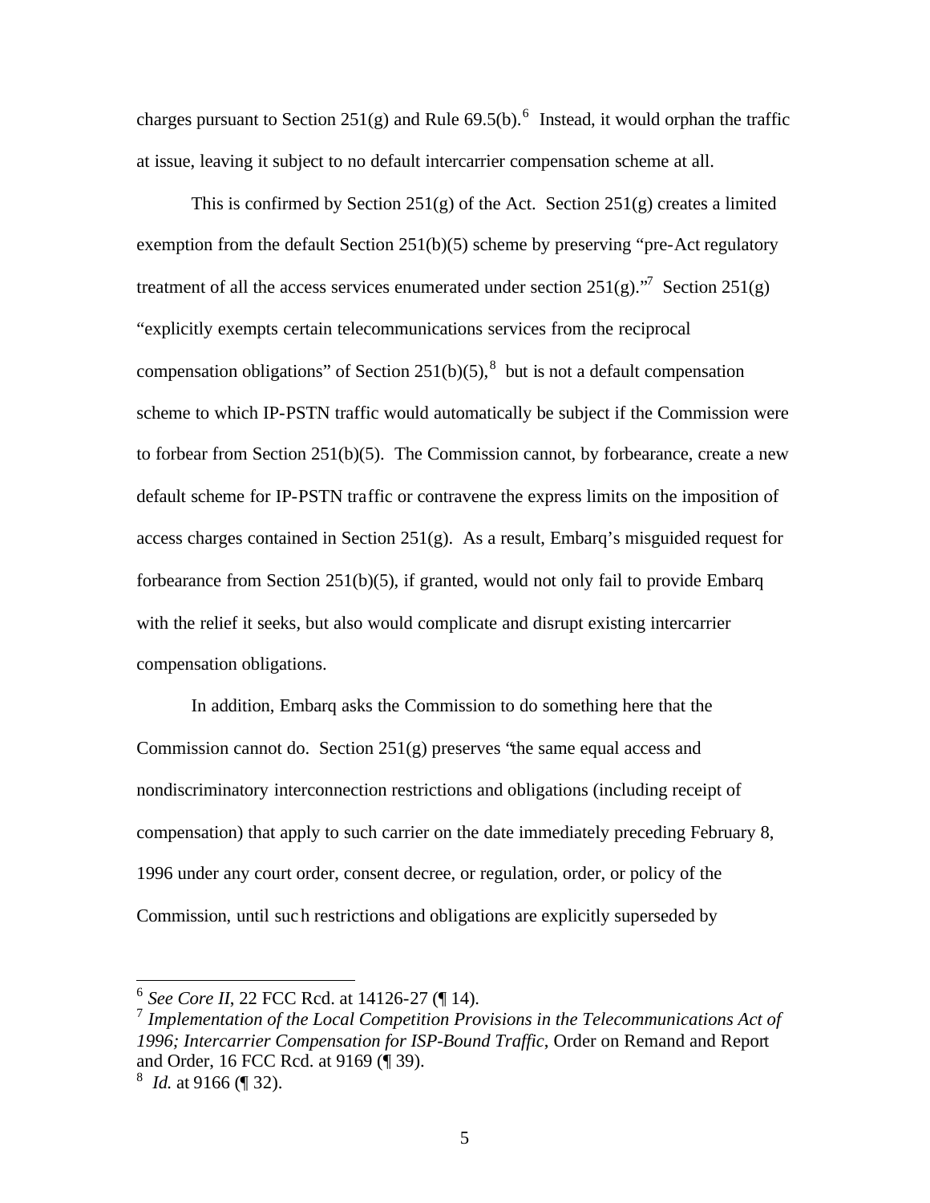charges pursuant to Section 251(g) and Rule 69.5(b).[6] Instead, it would orphan the traffic at issue, leaving it subject to no default intercarrier compensation scheme at all.

This is confirmed by Section 251(g) of the Act. Section 251(g) creates a limited exemption from the default Section 251(b)(5) scheme by preserving "pre-Act regulatory treatment of all the access services enumerated under section 251(g)."[7] Section 251(g) "explicitly exempts certain telecommunications services from the reciprocal compensation obligations" of Section 251(b)(5),[8] but is not a default compensation scheme to which IP-PSTN traffic would automatically be subject if the Commission were to forbear from Section 251(b)(5). The Commission cannot, by forbearance, create a new default scheme for IP-PSTN traffic or contravene the express limits on the imposition of access charges contained in Section 251(g). As a result, Embarq's misguided request for forbearance from Section 251(b)(5), if granted, would not only fail to provide Embarq with the relief it seeks, but also would complicate and disrupt existing intercarrier compensation obligations.

In addition, Embarq asks the Commission to do something here that the Commission cannot do. Section 251(g) preserves "the same equal access and nondiscriminatory interconnection restrictions and obligations (including receipt of compensation) that apply to such carrier on the date immediately preceding February 8, 1996 under any court order, consent decree, or regulation, order, or policy of the Commission, until such restrictions and obligations are explicitly superseded by

---

[6] *See Core II*, 22 FCC Rcd. at 14126-27 (¶ 14).

[7] *Implementation of the Local Competition Provisions in the Telecommunications Act of 1996; Intercarrier Compensation for ISP-Bound Traffic*, Order on Remand and Report and Order, 16 FCC Rcd. at 9169 (¶ 39).

[8] *Id.* at 9166 (¶ 32).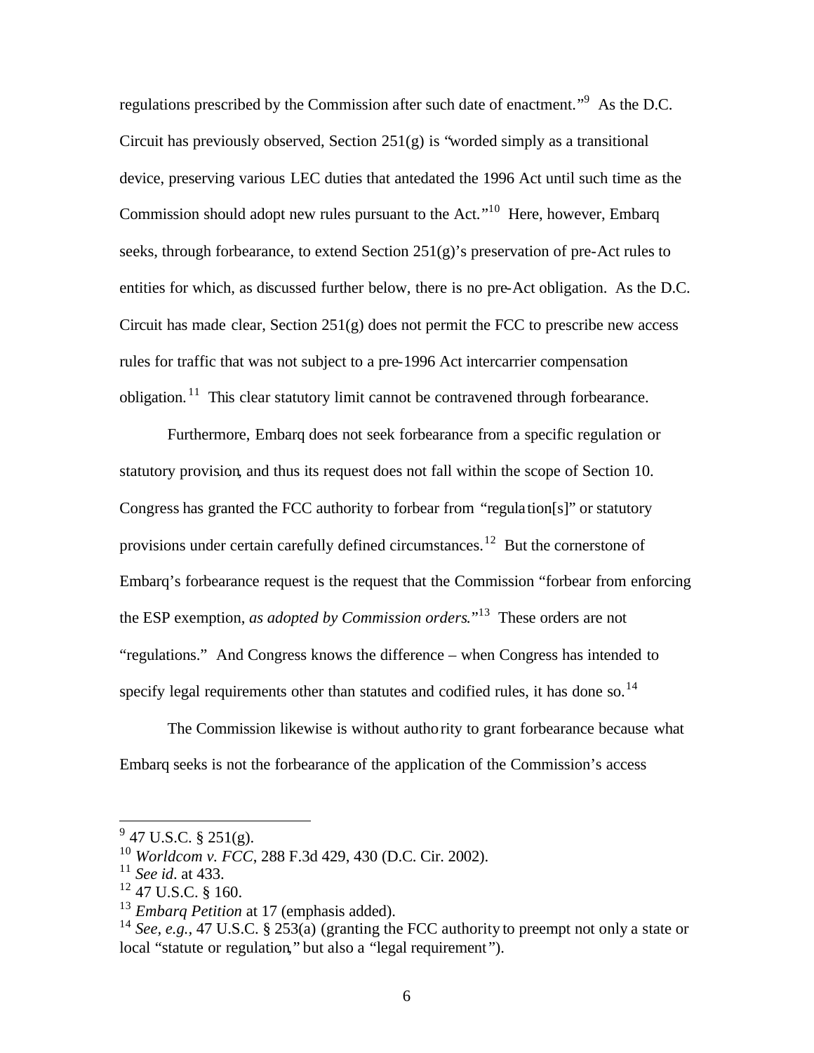regulations prescribed by the Commission after such date of enactment."[9] As the D.C. Circuit has previously observed, Section 251(g) is "worded simply as a transitional device, preserving various LEC duties that antedated the 1996 Act until such time as the Commission should adopt new rules pursuant to the Act."[10] Here, however, Embarq seeks, through forbearance, to extend Section 251(g)'s preservation of pre-Act rules to entities for which, as discussed further below, there is no pre-Act obligation. As the D.C. Circuit has made clear, Section 251(g) does not permit the FCC to prescribe new access rules for traffic that was not subject to a pre-1996 Act intercarrier compensation obligation.[11] This clear statutory limit cannot be contravened through forbearance.

Furthermore, Embarq does not seek forbearance from a specific regulation or statutory provision, and thus its request does not fall within the scope of Section 10. Congress has granted the FCC authority to forbear from "regulation[s]" or statutory provisions under certain carefully defined circumstances.[12] But the cornerstone of Embarq's forbearance request is the request that the Commission "forbear from enforcing the ESP exemption, *as adopted by Commission orders*."[13] These orders are not "regulations." And Congress knows the difference – when Congress has intended to specify legal requirements other than statutes and codified rules, it has done so.[14]

The Commission likewise is without authority to grant forbearance because what Embarq seeks is not the forbearance of the application of the Commission's access

---

[9] 47 U.S.C. § 251(g).

[10] *Worldcom v. FCC*, 288 F.3d 429, 430 (D.C. Cir. 2002).

[11] *See id*. at 433.

[12] 47 U.S.C. § 160.

[13] *Embarq Petition* at 17 (emphasis added).

[14] *See, e.g.*, 47 U.S.C. § 253(a) (granting the FCC authority to preempt not only a state or local "statute or regulation," but also a "legal requirement").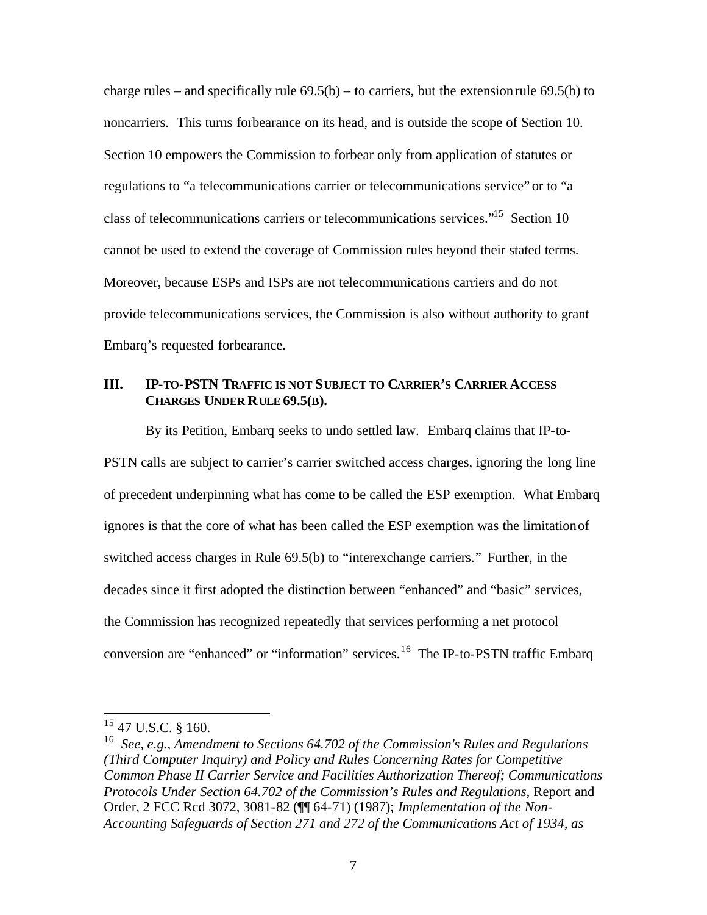charge rules – and specifically rule 69.5(b) – to carriers, but the extension rule 69.5(b) to noncarriers. This turns forbearance on its head, and is outside the scope of Section 10. Section 10 empowers the Commission to forbear only from application of statutes or regulations to "a telecommunications carrier or telecommunications service" or to "a class of telecommunications carriers or telecommunications services."[15] Section 10 cannot be used to extend the coverage of Commission rules beyond their stated terms. Moreover, because ESPs and ISPs are not telecommunications carriers and do not provide telecommunications services, the Commission is also without authority to grant Embarq's requested forbearance.

## III. IP-TO-PSTN TRAFFIC IS NOT SUBJECT TO CARRIER'S CARRIER ACCESS CHARGES UNDER RULE 69.5(B).

By its Petition, Embarq seeks to undo settled law. Embarq claims that IP-to-PSTN calls are subject to carrier's carrier switched access charges, ignoring the long line of precedent underpinning what has come to be called the ESP exemption. What Embarq ignores is that the core of what has been called the ESP exemption was the limitation of switched access charges in Rule 69.5(b) to "interexchange carriers." Further, in the decades since it first adopted the distinction between "enhanced" and "basic" services, the Commission has recognized repeatedly that services performing a net protocol conversion are "enhanced" or "information" services.[16] The IP-to-PSTN traffic Embarq

---

[15] 47 U.S.C. § 160.

[16] *See, e.g., Amendment to Sections 64.702 of the Commission's Rules and Regulations (Third Computer Inquiry) and Policy and Rules Concerning Rates for Competitive Common Phase II Carrier Service and Facilities Authorization Thereof; Communications Protocols Under Section 64.702 of the Commission's Rules and Regulations*, Report and Order, 2 FCC Rcd 3072, 3081-82 (¶¶ 64-71) (1987); *Implementation of the Non-Accounting Safeguards of Section 271 and 272 of the Communications Act of 1934, as*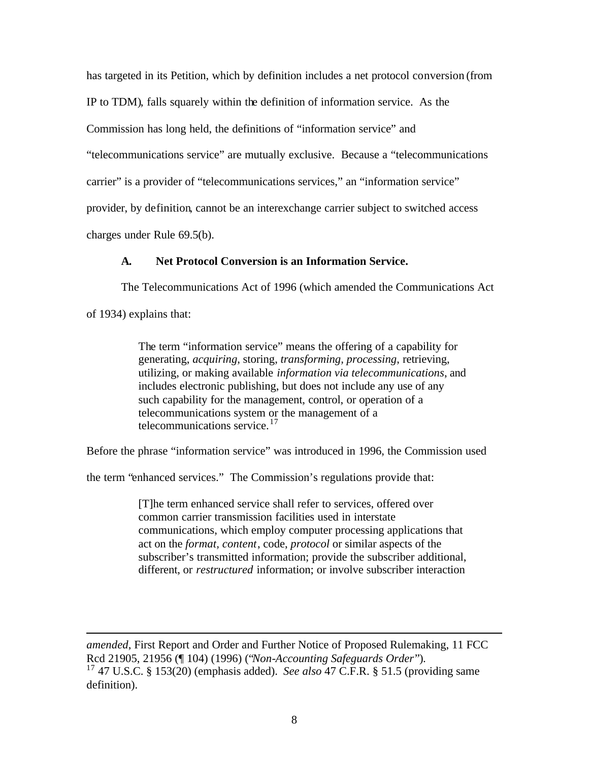has targeted in its Petition, which by definition includes a net protocol conversion (from IP to TDM), falls squarely within the definition of information service. As the Commission has long held, the definitions of "information service" and "telecommunications service" are mutually exclusive. Because a "telecommunications carrier" is a provider of "telecommunications services," an "information service" provider, by definition, cannot be an interexchange carrier subject to switched access charges under Rule 69.5(b).

### A. Net Protocol Conversion is an Information Service.

The Telecommunications Act of 1996 (which amended the Communications Act of 1934) explains that:

> The term "information service" means the offering of a capability for generating, *acquiring*, storing, *transforming*, *processing*, retrieving, utilizing, or making available *information via telecommunications*, and includes electronic publishing, but does not include any use of any such capability for the management, control, or operation of a telecommunications system or the management of a telecommunications service.[17]

Before the phrase "information service" was introduced in 1996, the Commission used the term "enhanced services." The Commission's regulations provide that:

> [T]he term enhanced service shall refer to services, offered over common carrier transmission facilities used in interstate communications, which employ computer processing applications that act on the *format*, *content*, code, *protocol* or similar aspects of the subscriber's transmitted information; provide the subscriber additional, different, or *restructured* information; or involve subscriber interaction

---

*amended*, First Report and Order and Further Notice of Proposed Rulemaking, 11 FCC Rcd 21905, 21956 (¶ 104) (1996) ("*Non-Accounting Safeguards Order*").

[17] 47 U.S.C. § 153(20) (emphasis added). *See also* 47 C.F.R. § 51.5 (providing same definition).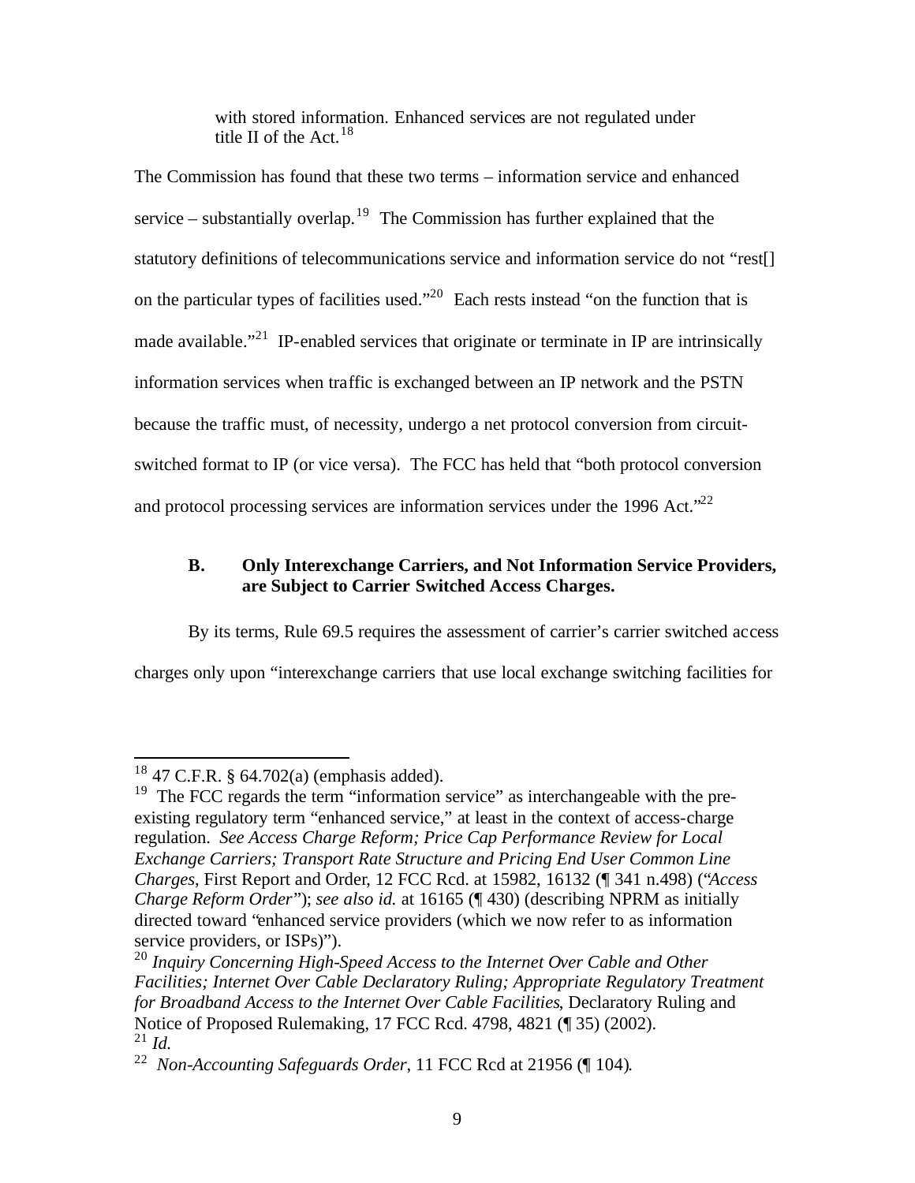> with stored information. Enhanced services are not regulated under title II of the Act.[18]

The Commission has found that these two terms – information service and enhanced service – substantially overlap.[19] The Commission has further explained that the statutory definitions of telecommunications service and information service do not "rest[] on the particular types of facilities used."[20] Each rests instead "on the function that is made available."[21] IP-enabled services that originate or terminate in IP are intrinsically information services when traffic is exchanged between an IP network and the PSTN because the traffic must, of necessity, undergo a net protocol conversion from circuit-switched format to IP (or vice versa). The FCC has held that "both protocol conversion and protocol processing services are information services under the 1996 Act."[22]

### B. Only Interexchange Carriers, and Not Information Service Providers, are Subject to Carrier Switched Access Charges.

By its terms, Rule 69.5 requires the assessment of carrier's carrier switched access charges only upon "interexchange carriers that use local exchange switching facilities for

---

[18] 47 C.F.R. § 64.702(a) (emphasis added).

[19] The FCC regards the term "information service" as interchangeable with the pre-existing regulatory term "enhanced service," at least in the context of access-charge regulation. *See Access Charge Reform; Price Cap Performance Review for Local Exchange Carriers; Transport Rate Structure and Pricing End User Common Line Charges*, First Report and Order, 12 FCC Rcd. at 15982, 16132 (¶ 341 n.498) ("*Access Charge Reform Order*"); *see also id.* at 16165 (¶ 430) (describing NPRM as initially directed toward "enhanced service providers (which we now refer to as information service providers, or ISPs)").

[20] *Inquiry Concerning High-Speed Access to the Internet Over Cable and Other Facilities; Internet Over Cable Declaratory Ruling; Appropriate Regulatory Treatment for Broadband Access to the Internet Over Cable Facilities*, Declaratory Ruling and Notice of Proposed Rulemaking, 17 FCC Rcd. 4798, 4821 (¶ 35) (2002).

[21] *Id.*

[22] *Non-Accounting Safeguards Order*, 11 FCC Rcd at 21956 (¶ 104).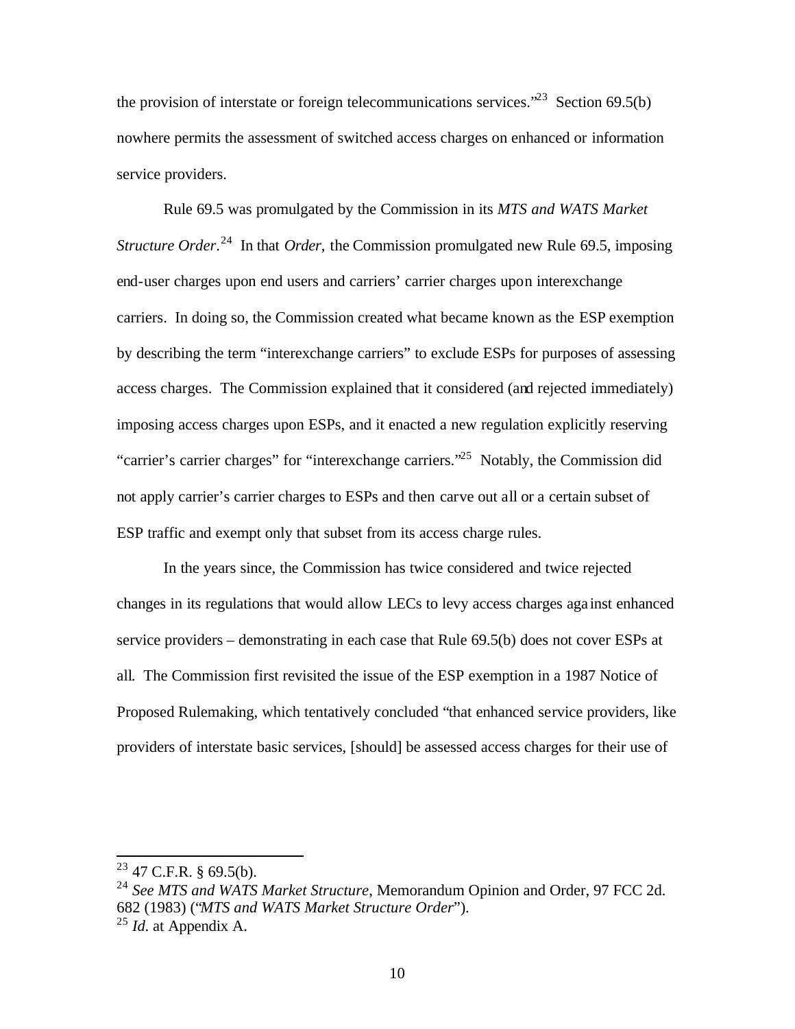the provision of interstate or foreign telecommunications services."[23] Section 69.5(b) nowhere permits the assessment of switched access charges on enhanced or information service providers.

Rule 69.5 was promulgated by the Commission in its *MTS and WATS Market Structure Order*.[24] In that *Order,* the Commission promulgated new Rule 69.5, imposing end-user charges upon end users and carriers' carrier charges upon interexchange carriers. In doing so, the Commission created what became known as the ESP exemption by describing the term "interexchange carriers" to exclude ESPs for purposes of assessing access charges. The Commission explained that it considered (and rejected immediately) imposing access charges upon ESPs, and it enacted a new regulation explicitly reserving "carrier's carrier charges" for "interexchange carriers."[25] Notably, the Commission did not apply carrier's carrier charges to ESPs and then carve out all or a certain subset of ESP traffic and exempt only that subset from its access charge rules.

In the years since, the Commission has twice considered and twice rejected changes in its regulations that would allow LECs to levy access charges against enhanced service providers – demonstrating in each case that Rule 69.5(b) does not cover ESPs at all. The Commission first revisited the issue of the ESP exemption in a 1987 Notice of Proposed Rulemaking, which tentatively concluded "that enhanced service providers, like providers of interstate basic services, [should] be assessed access charges for their use of

---

[23] 47 C.F.R. § 69.5(b).

[24] *See MTS and WATS Market Structure,* Memorandum Opinion and Order, 97 FCC 2d. 682 (1983) ("*MTS and WATS Market Structure Order*").

[25] *Id.* at Appendix A.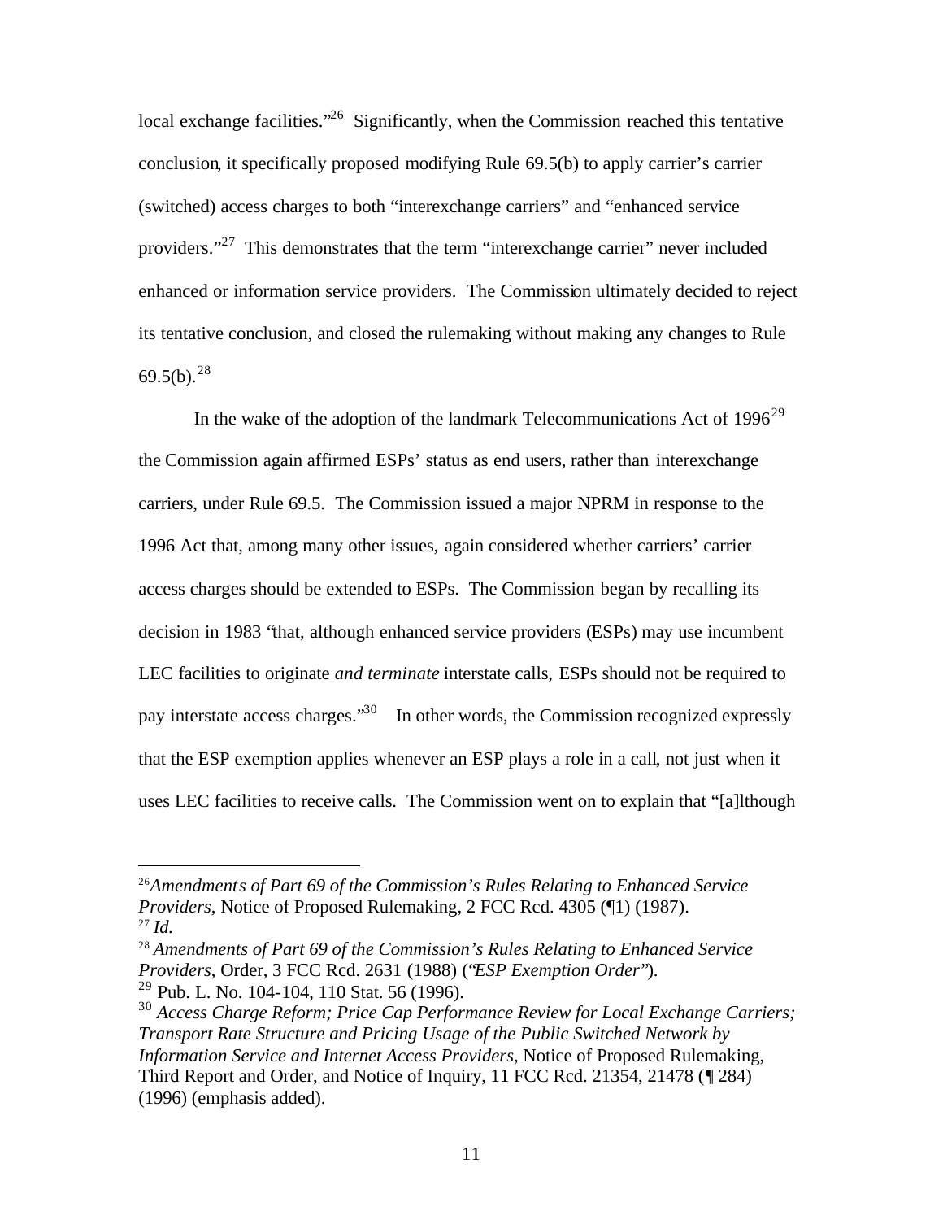local exchange facilities."[26] Significantly, when the Commission reached this tentative conclusion, it specifically proposed modifying Rule 69.5(b) to apply carrier's carrier (switched) access charges to both "interexchange carriers" and "enhanced service providers."[27] This demonstrates that the term "interexchange carrier" never included enhanced or information service providers. The Commission ultimately decided to reject its tentative conclusion, and closed the rulemaking without making any changes to Rule 69.5(b).[28]

In the wake of the adoption of the landmark Telecommunications Act of 1996[29] the Commission again affirmed ESPs' status as end users, rather than interexchange carriers, under Rule 69.5. The Commission issued a major NPRM in response to the 1996 Act that, among many other issues, again considered whether carriers' carrier access charges should be extended to ESPs. The Commission began by recalling its decision in 1983 "that, although enhanced service providers (ESPs) may use incumbent LEC facilities to originate *and terminate* interstate calls, ESPs should not be required to pay interstate access charges."[30] In other words, the Commission recognized expressly that the ESP exemption applies whenever an ESP plays a role in a call, not just when it uses LEC facilities to receive calls. The Commission went on to explain that "[a]lthough

---

[26] *Amendments of Part 69 of the Commission's Rules Relating to Enhanced Service Providers*, Notice of Proposed Rulemaking, 2 FCC Rcd. 4305 (¶1) (1987).

[27] *Id.*

[28] *Amendments of Part 69 of the Commission's Rules Relating to Enhanced Service Providers*, Order, 3 FCC Rcd. 2631 (1988) ("*ESP Exemption Order*").

[29] Pub. L. No. 104-104, 110 Stat. 56 (1996).

[30] *Access Charge Reform; Price Cap Performance Review for Local Exchange Carriers; Transport Rate Structure and Pricing Usage of the Public Switched Network by Information Service and Internet Access Providers*, Notice of Proposed Rulemaking, Third Report and Order, and Notice of Inquiry, 11 FCC Rcd. 21354, 21478 (¶ 284) (1996) (emphasis added).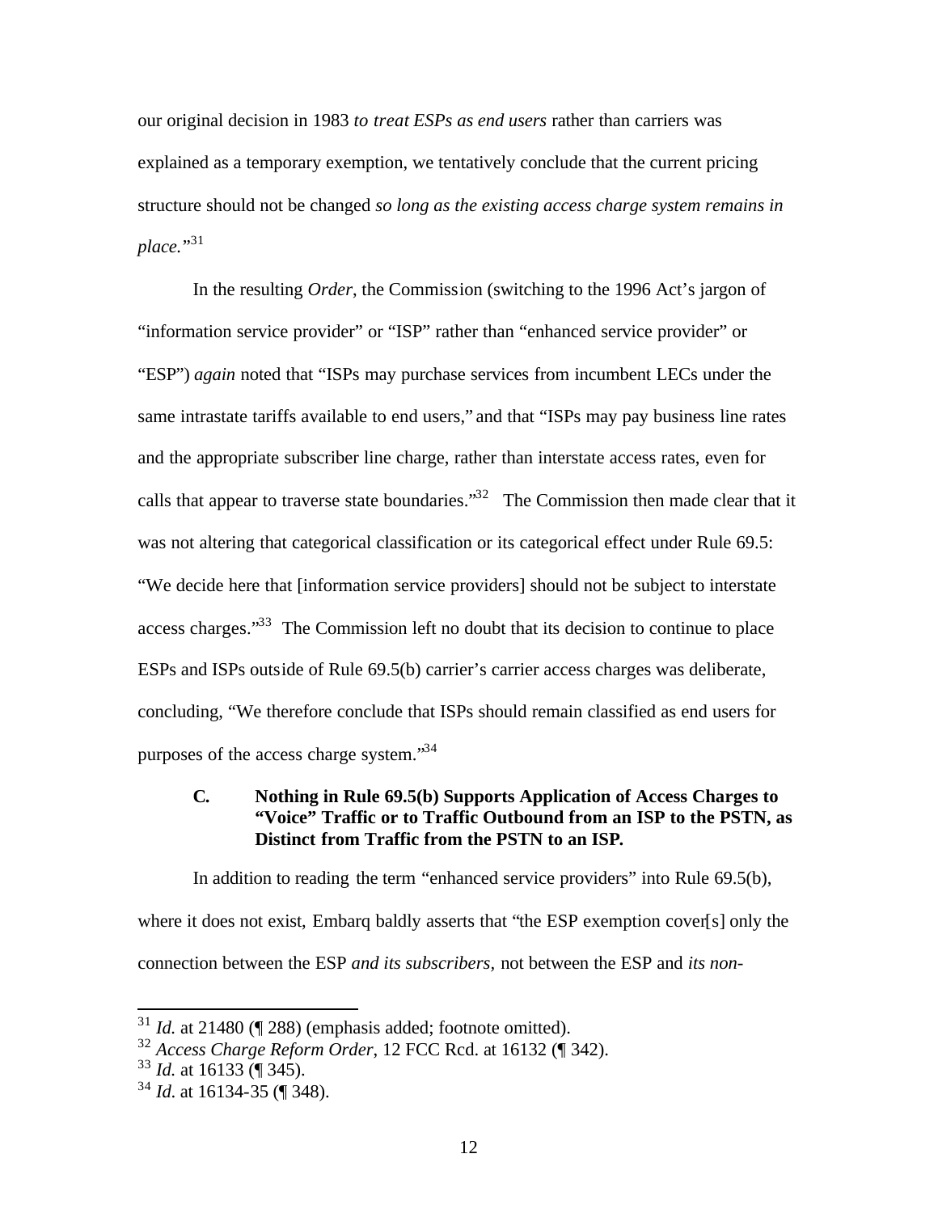our original decision in 1983 *to treat ESPs as end users* rather than carriers was explained as a temporary exemption, we tentatively conclude that the current pricing structure should not be changed *so long as the existing access charge system remains in place.*"[31]

In the resulting *Order*, the Commission (switching to the 1996 Act's jargon of "information service provider" or "ISP" rather than "enhanced service provider" or "ESP") *again* noted that "ISPs may purchase services from incumbent LECs under the same intrastate tariffs available to end users," and that "ISPs may pay business line rates and the appropriate subscriber line charge, rather than interstate access rates, even for calls that appear to traverse state boundaries."[32] The Commission then made clear that it was not altering that categorical classification or its categorical effect under Rule 69.5: "We decide here that [information service providers] should not be subject to interstate access charges."[33] The Commission left no doubt that its decision to continue to place ESPs and ISPs outside of Rule 69.5(b) carrier's carrier access charges was deliberate, concluding, "We therefore conclude that ISPs should remain classified as end users for purposes of the access charge system."[34]

### C. Nothing in Rule 69.5(b) Supports Application of Access Charges to "Voice" Traffic or to Traffic Outbound from an ISP to the PSTN, as Distinct from Traffic from the PSTN to an ISP.

In addition to reading the term "enhanced service providers" into Rule 69.5(b), where it does not exist, Embarq baldly asserts that "the ESP exemption cover[s] only the connection between the ESP *and its subscribers*, not between the ESP and *its non-*

---

[31] *Id.* at 21480 (¶ 288) (emphasis added; footnote omitted).

[32] *Access Charge Reform Order*, 12 FCC Rcd. at 16132 (¶ 342).

[33] *Id.* at 16133 (¶ 345).

[34] *Id.* at 16134-35 (¶ 348).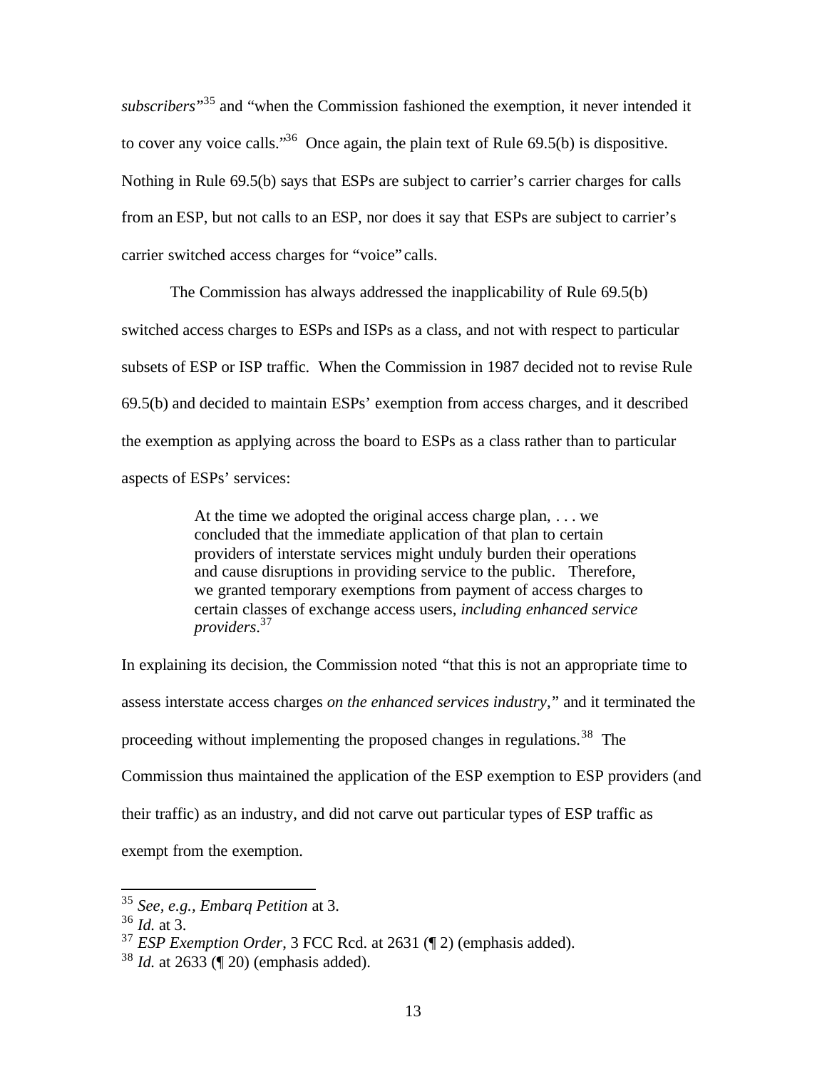*subscribers"*[35] and "when the Commission fashioned the exemption, it never intended it to cover any voice calls."[36] Once again, the plain text of Rule 69.5(b) is dispositive. Nothing in Rule 69.5(b) says that ESPs are subject to carrier's carrier charges for calls from an ESP, but not calls to an ESP, nor does it say that ESPs are subject to carrier's carrier switched access charges for "voice" calls.

The Commission has always addressed the inapplicability of Rule 69.5(b) switched access charges to ESPs and ISPs as a class, and not with respect to particular subsets of ESP or ISP traffic. When the Commission in 1987 decided not to revise Rule 69.5(b) and decided to maintain ESPs' exemption from access charges, and it described the exemption as applying across the board to ESPs as a class rather than to particular aspects of ESPs' services:

> At the time we adopted the original access charge plan, . . . we concluded that the immediate application of that plan to certain providers of interstate services might unduly burden their operations and cause disruptions in providing service to the public. Therefore, we granted temporary exemptions from payment of access charges to certain classes of exchange access users, *including enhanced service providers*.[37]

In explaining its decision, the Commission noted "that this is not an appropriate time to assess interstate access charges *on the enhanced services industry*," and it terminated the proceeding without implementing the proposed changes in regulations.[38] The Commission thus maintained the application of the ESP exemption to ESP providers (and their traffic) as an industry, and did not carve out particular types of ESP traffic as exempt from the exemption.

---

[35] *See, e.g., Embarq Petition* at 3.

[36] *Id.* at 3.

[37] *ESP Exemption Order*, 3 FCC Rcd. at 2631 (¶ 2) (emphasis added).

[38] *Id.* at 2633 (¶ 20) (emphasis added).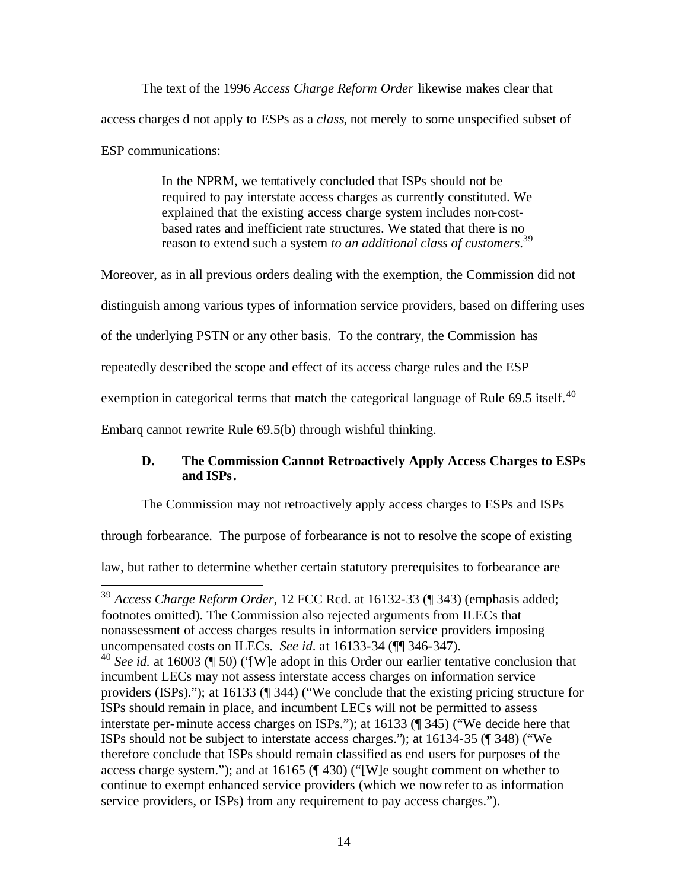The text of the 1996 *Access Charge Reform Order* likewise makes clear that access charges d not apply to ESPs as a *class*, not merely to some unspecified subset of ESP communications:

> In the NPRM, we tentatively concluded that ISPs should not be required to pay interstate access charges as currently constituted. We explained that the existing access charge system includes non-cost-based rates and inefficient rate structures. We stated that there is no reason to extend such a system *to an additional class of customers*.[39]

Moreover, as in all previous orders dealing with the exemption, the Commission did not distinguish among various types of information service providers, based on differing uses of the underlying PSTN or any other basis. To the contrary, the Commission has repeatedly described the scope and effect of its access charge rules and the ESP exemption in categorical terms that match the categorical language of Rule 69.5 itself.[40] Embarq cannot rewrite Rule 69.5(b) through wishful thinking.

### D. The Commission Cannot Retroactively Apply Access Charges to ESPs and ISPs.

The Commission may not retroactively apply access charges to ESPs and ISPs through forbearance. The purpose of forbearance is not to resolve the scope of existing law, but rather to determine whether certain statutory prerequisites to forbearance are

---

[39] *Access Charge Reform Order*, 12 FCC Rcd. at 16132-33 (¶ 343) (emphasis added; footnotes omitted). The Commission also rejected arguments from ILECs that nonassessment of access charges results in information service providers imposing uncompensated costs on ILECs. *See id.* at 16133-34 (¶¶ 346-347).

[40] *See id.* at 16003 (¶ 50) ("[W]e adopt in this Order our earlier tentative conclusion that incumbent LECs may not assess interstate access charges on information service providers (ISPs)."); at 16133 (¶ 344) ("We conclude that the existing pricing structure for ISPs should remain in place, and incumbent LECs will not be permitted to assess interstate per-minute access charges on ISPs."); at 16133 (¶ 345) ("We decide here that ISPs should not be subject to interstate access charges."); at 16134-35 (¶ 348) ("We therefore conclude that ISPs should remain classified as end users for purposes of the access charge system."); and at 16165 (¶ 430) ("[W]e sought comment on whether to continue to exempt enhanced service providers (which we now refer to as information service providers, or ISPs) from any requirement to pay access charges.").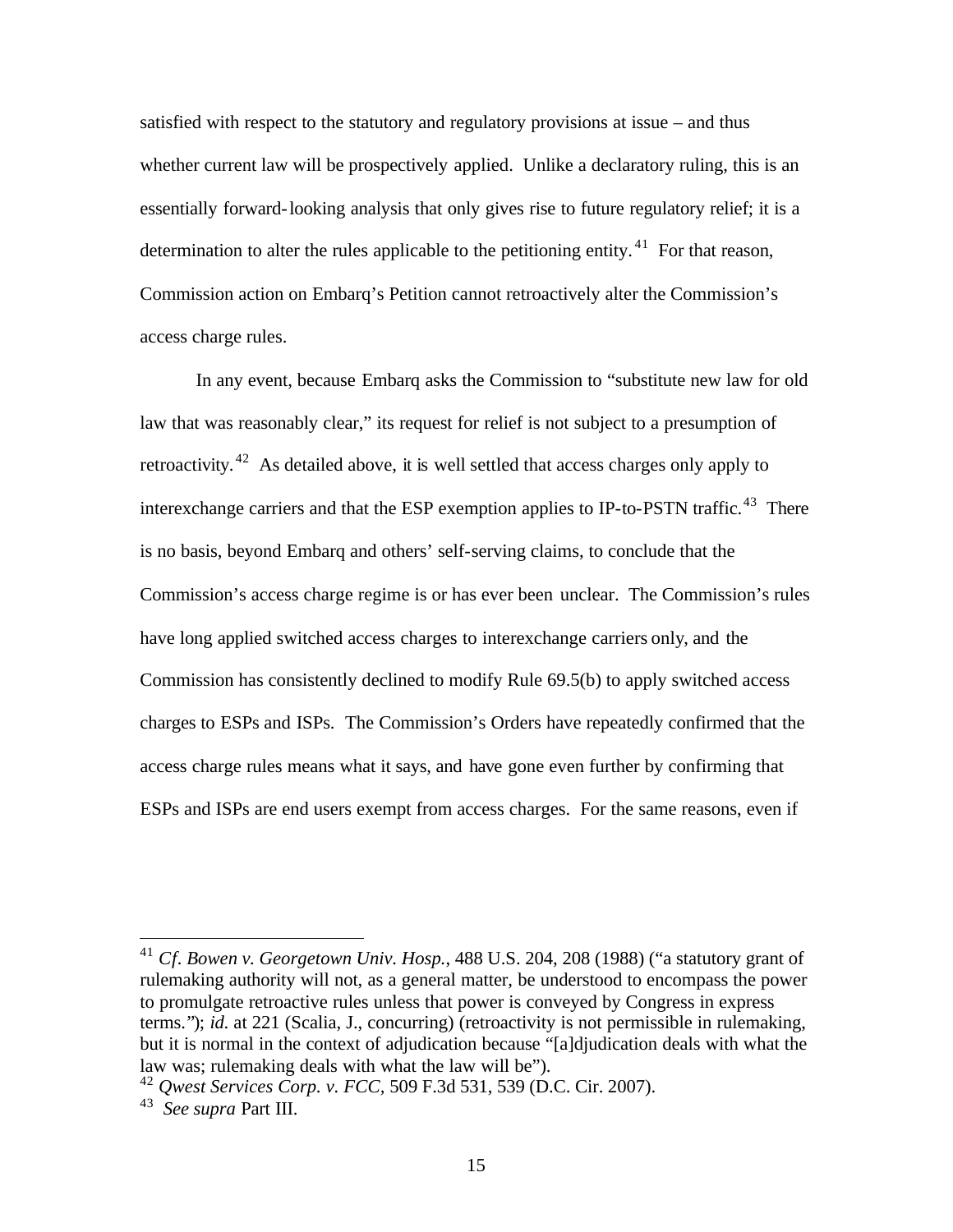satisfied with respect to the statutory and regulatory provisions at issue – and thus whether current law will be prospectively applied. Unlike a declaratory ruling, this is an essentially forward-looking analysis that only gives rise to future regulatory relief; it is a determination to alter the rules applicable to the petitioning entity.[41] For that reason, Commission action on Embarq's Petition cannot retroactively alter the Commission's access charge rules.

In any event, because Embarq asks the Commission to "substitute new law for old law that was reasonably clear," its request for relief is not subject to a presumption of retroactivity.[42] As detailed above, it is well settled that access charges only apply to interexchange carriers and that the ESP exemption applies to IP-to-PSTN traffic.[43] There is no basis, beyond Embarq and others' self-serving claims, to conclude that the Commission's access charge regime is or has ever been unclear. The Commission's rules have long applied switched access charges to interexchange carriers only, and the Commission has consistently declined to modify Rule 69.5(b) to apply switched access charges to ESPs and ISPs. The Commission's Orders have repeatedly confirmed that the access charge rules means what it says, and have gone even further by confirming that ESPs and ISPs are end users exempt from access charges. For the same reasons, even if

---

[41] *Cf*. *Bowen v. Georgetown Univ. Hosp.*, 488 U.S. 204, 208 (1988) ("a statutory grant of rulemaking authority will not, as a general matter, be understood to encompass the power to promulgate retroactive rules unless that power is conveyed by Congress in express terms."); *id.* at 221 (Scalia, J., concurring) (retroactivity is not permissible in rulemaking, but it is normal in the context of adjudication because "[a]djudication deals with what the law was; rulemaking deals with what the law will be").

[42] *Qwest Services Corp. v. FCC*, 509 F.3d 531, 539 (D.C. Cir. 2007).

[43] *See supra* Part III.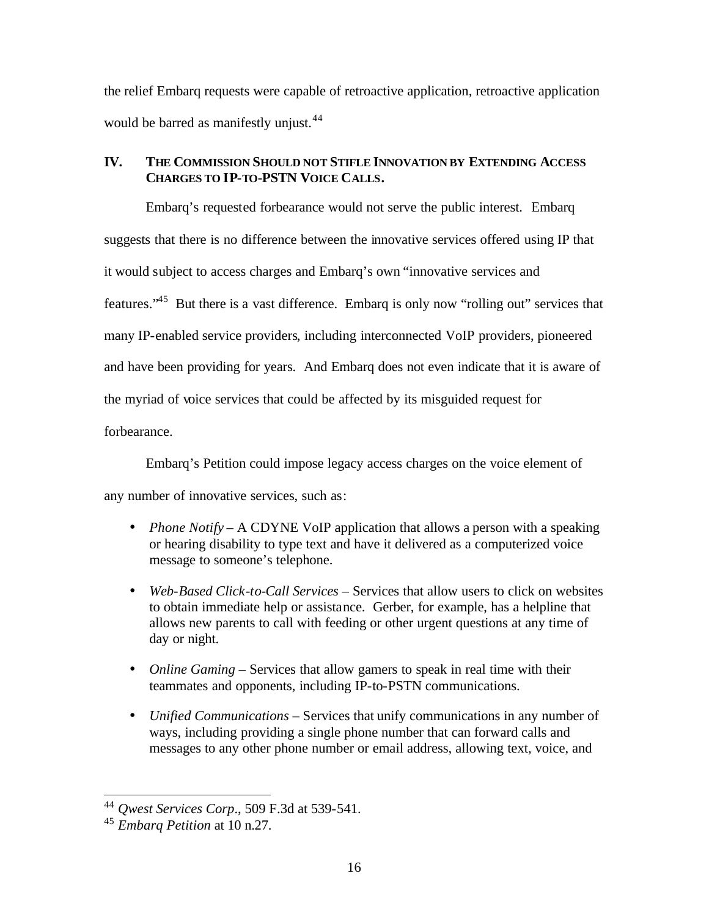the relief Embarq requests were capable of retroactive application, retroactive application would be barred as manifestly unjust.[44]

## IV. THE COMMISSION SHOULD NOT STIFLE INNOVATION BY EXTENDING ACCESS CHARGES TO IP-TO-PSTN VOICE CALLS.

Embarq's requested forbearance would not serve the public interest. Embarq suggests that there is no difference between the innovative services offered using IP that it would subject to access charges and Embarq's own "innovative services and features."[45] But there is a vast difference. Embarq is only now "rolling out" services that many IP-enabled service providers, including interconnected VoIP providers, pioneered and have been providing for years. And Embarq does not even indicate that it is aware of the myriad of voice services that could be affected by its misguided request for forbearance.

Embarq's Petition could impose legacy access charges on the voice element of any number of innovative services, such as:

- *Phone Notify* – A CDYNE VoIP application that allows a person with a speaking or hearing disability to type text and have it delivered as a computerized voice message to someone's telephone.
- *Web-Based Click-to-Call Services* – Services that allow users to click on websites to obtain immediate help or assistance. Gerber, for example, has a helpline that allows new parents to call with feeding or other urgent questions at any time of day or night.
- *Online Gaming* – Services that allow gamers to speak in real time with their teammates and opponents, including IP-to-PSTN communications.
- *Unified Communications* – Services that unify communications in any number of ways, including providing a single phone number that can forward calls and messages to any other phone number or email address, allowing text, voice, and

---

[44] *Qwest Services Corp*., 509 F.3d at 539-541.

[45] *Embarq Petition* at 10 n.27.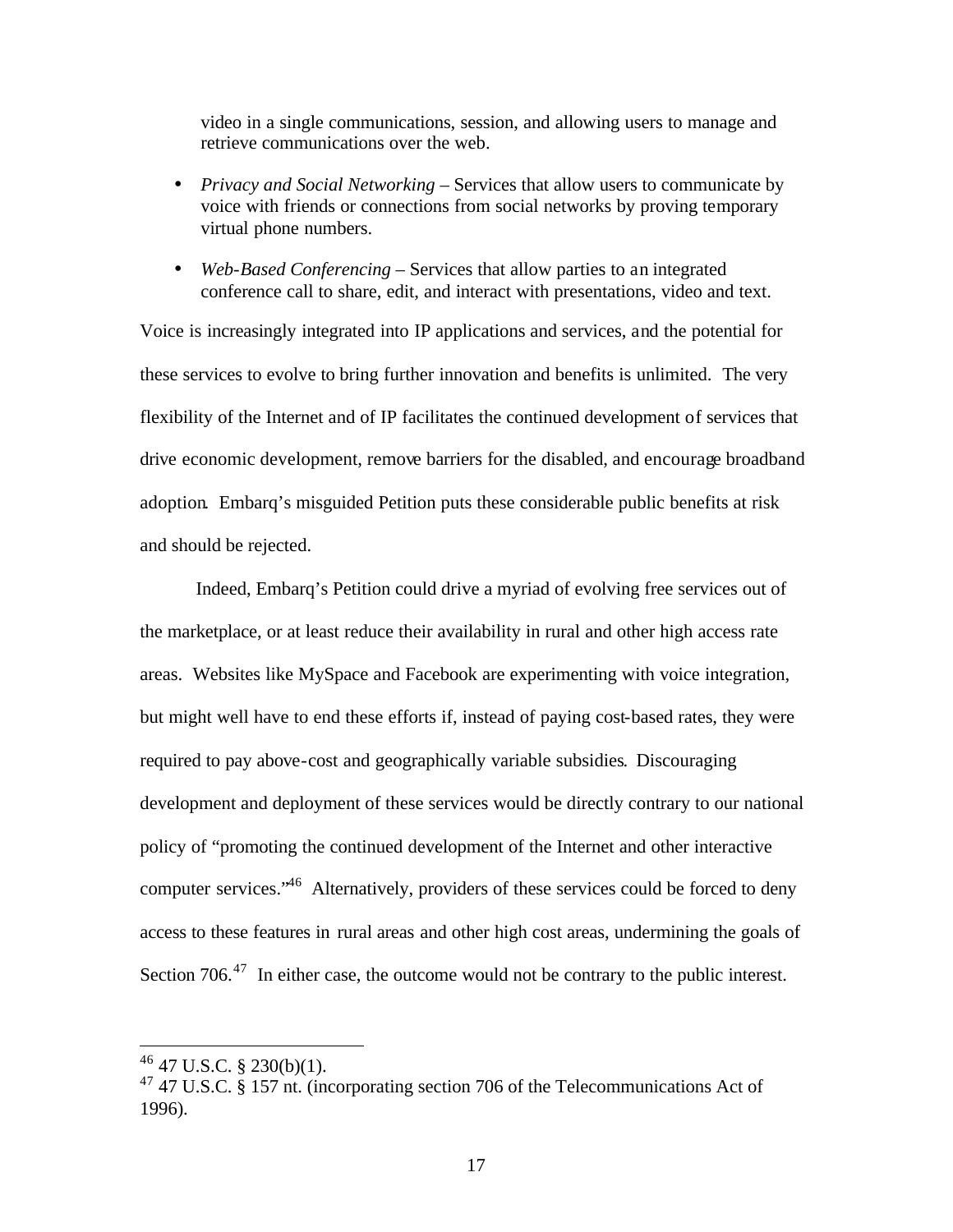video in a single communications, session, and allowing users to manage and retrieve communications over the web.

- *Privacy and Social Networking* – Services that allow users to communicate by voice with friends or connections from social networks by proving temporary virtual phone numbers.
- *Web-Based Conferencing* – Services that allow parties to an integrated conference call to share, edit, and interact with presentations, video and text.

Voice is increasingly integrated into IP applications and services, and the potential for these services to evolve to bring further innovation and benefits is unlimited. The very flexibility of the Internet and of IP facilitates the continued development of services that drive economic development, remove barriers for the disabled, and encourage broadband adoption. Embarq's misguided Petition puts these considerable public benefits at risk and should be rejected.

Indeed, Embarq's Petition could drive a myriad of evolving free services out of the marketplace, or at least reduce their availability in rural and other high access rate areas. Websites like MySpace and Facebook are experimenting with voice integration, but might well have to end these efforts if, instead of paying cost-based rates, they were required to pay above-cost and geographically variable subsidies. Discouraging development and deployment of these services would be directly contrary to our national policy of "promoting the continued development of the Internet and other interactive computer services."[46] Alternatively, providers of these services could be forced to deny access to these features in rural areas and other high cost areas, undermining the goals of Section 706.[47] In either case, the outcome would not be contrary to the public interest.

---

[46] 47 U.S.C. § 230(b)(1).

[47] 47 U.S.C. § 157 nt. (incorporating section 706 of the Telecommunications Act of 1996).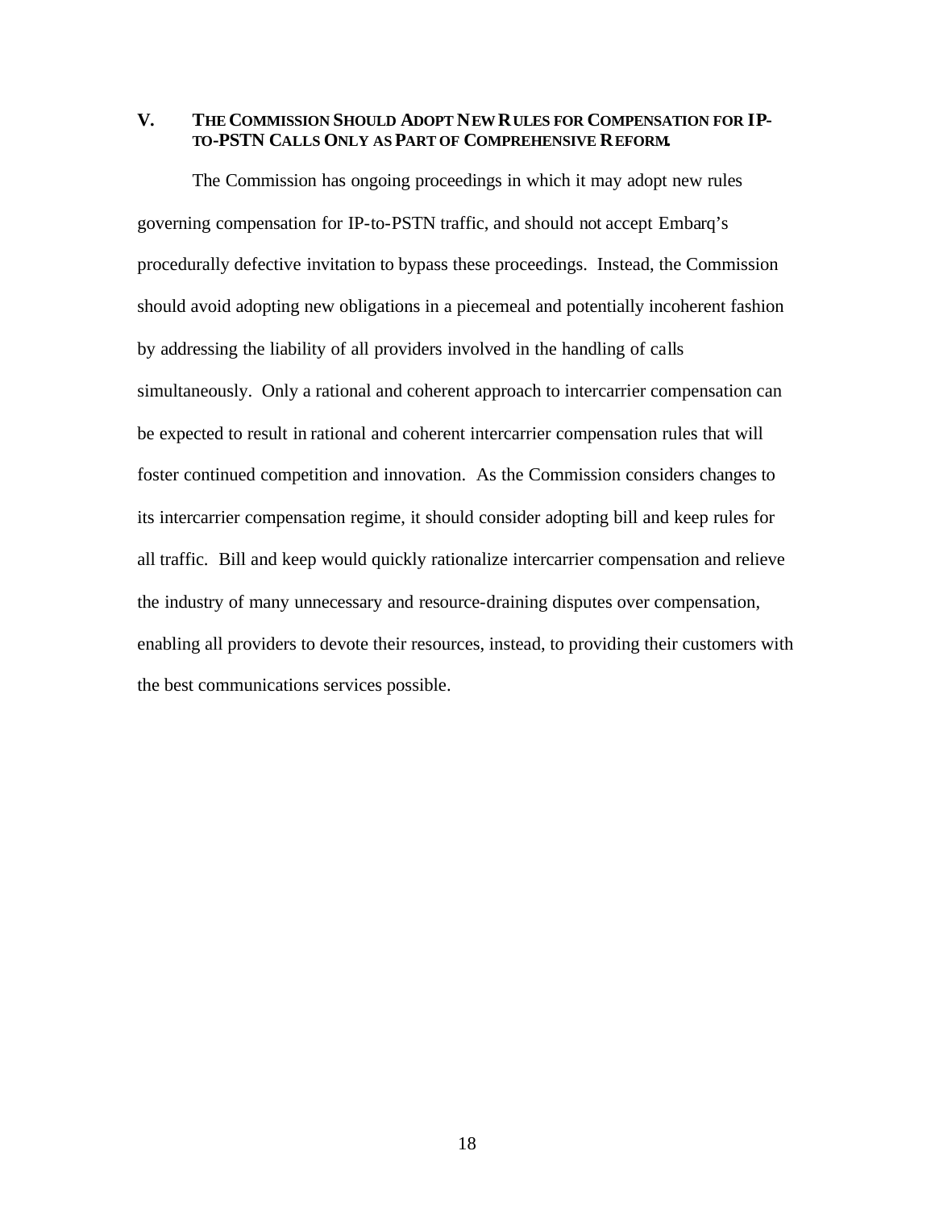## V. THE COMMISSION SHOULD ADOPT NEW RULES FOR COMPENSATION FOR IP-TO-PSTN CALLS ONLY AS PART OF COMPREHENSIVE REFORM.

The Commission has ongoing proceedings in which it may adopt new rules governing compensation for IP-to-PSTN traffic, and should not accept Embarq's procedurally defective invitation to bypass these proceedings. Instead, the Commission should avoid adopting new obligations in a piecemeal and potentially incoherent fashion by addressing the liability of all providers involved in the handling of calls simultaneously. Only a rational and coherent approach to intercarrier compensation can be expected to result in rational and coherent intercarrier compensation rules that will foster continued competition and innovation. As the Commission considers changes to its intercarrier compensation regime, it should consider adopting bill and keep rules for all traffic. Bill and keep would quickly rationalize intercarrier compensation and relieve the industry of many unnecessary and resource-draining disputes over compensation, enabling all providers to devote their resources, instead, to providing their customers with the best communications services possible.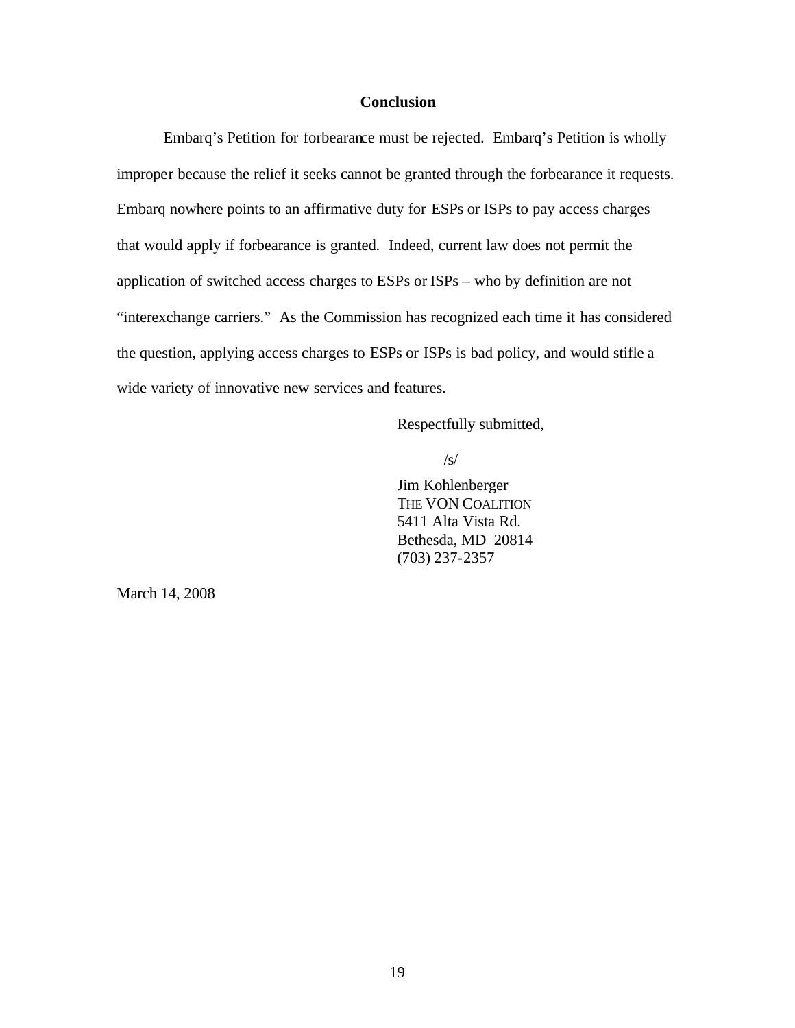## Conclusion

Embarq's Petition for forbearance must be rejected. Embarq's Petition is wholly improper because the relief it seeks cannot be granted through the forbearance it requests. Embarq nowhere points to an affirmative duty for ESPs or ISPs to pay access charges that would apply if forbearance is granted. Indeed, current law does not permit the application of switched access charges to ESPs or ISPs – who by definition are not "interexchange carriers." As the Commission has recognized each time it has considered the question, applying access charges to ESPs or ISPs is bad policy, and would stifle a wide variety of innovative new services and features.

Respectfully submitted,

/s/

Jim Kohlenberger
THE VON COALITION
5411 Alta Vista Rd.
Bethesda, MD 20814
(703) 237-2357

March 14, 2008